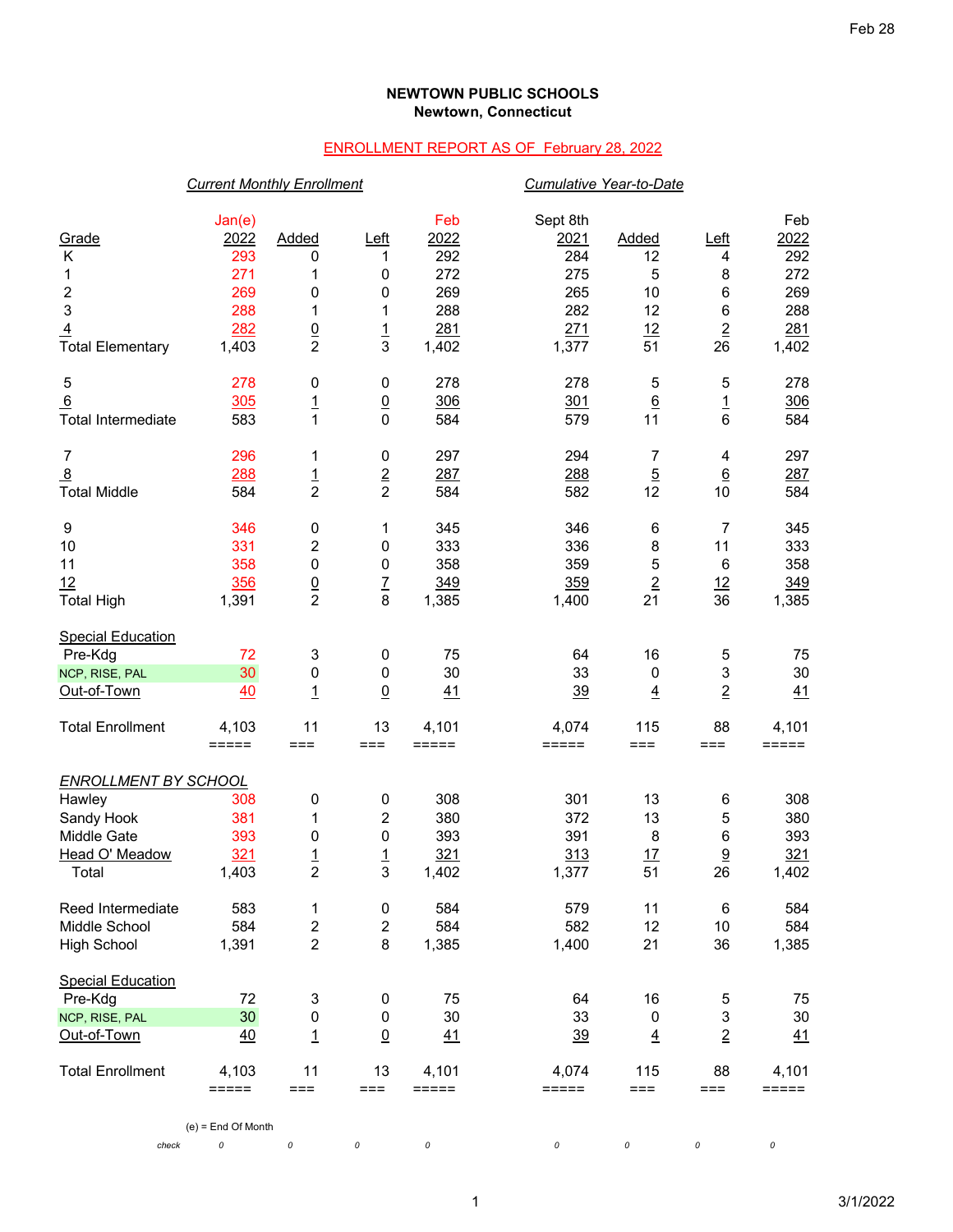Feb 28

**NEWTOWN PUBLIC SCHOOLS**
**Newtown, Connecticut**

ENROLLMENT REPORT AS OF February 28, 2022

| Grade | Jan(e) 2022 | Added | Left | Feb 2022 | Sept 8th 2021 | Added | Left | Feb 2022 |
|---|---|---|---|---|---|---|---|---|
| | *Current Monthly Enrollment* | | | | *Cumulative Year-to-Date* | | | |
| K | 293 | 0 | 1 | 292 | 284 | 12 | 4 | 292 |
| 1 | 271 | 1 | 0 | 272 | 275 | 5 | 8 | 272 |
| 2 | 269 | 0 | 0 | 269 | 265 | 10 | 6 | 269 |
| 3 | 288 | 1 | 1 | 288 | 282 | 12 | 6 | 288 |
| 4 | 282 | 0 | 1 | 281 | 271 | 12 | 2 | 281 |
| Total Elementary | 1,403 | 2 | 3 | 1,402 | 1,377 | 51 | 26 | 1,402 |
| 5 | 278 | 0 | 0 | 278 | 278 | 5 | 5 | 278 |
| 6 | 305 | 1 | 0 | 306 | 301 | 6 | 1 | 306 |
| Total Intermediate | 583 | 1 | 0 | 584 | 579 | 11 | 6 | 584 |
| 7 | 296 | 1 | 0 | 297 | 294 | 7 | 4 | 297 |
| 8 | 288 | 1 | 2 | 287 | 288 | 5 | 6 | 287 |
| Total Middle | 584 | 2 | 2 | 584 | 582 | 12 | 10 | 584 |
| 9 | 346 | 0 | 1 | 345 | 346 | 6 | 7 | 345 |
| 10 | 331 | 2 | 0 | 333 | 336 | 8 | 11 | 333 |
| 11 | 358 | 0 | 0 | 358 | 359 | 5 | 6 | 358 |
| 12 | 356 | 0 | 7 | 349 | 359 | 2 | 12 | 349 |
| Total High | 1,391 | 2 | 8 | 1,385 | 1,400 | 21 | 36 | 1,385 |
| Special Education | | | | | | | | |
| Pre-Kdg | 72 | 3 | 0 | 75 | 64 | 16 | 5 | 75 |
| NCP, RISE, PAL | 30 | 0 | 0 | 30 | 33 | 0 | 3 | 30 |
| Out-of-Town | 40 | 1 | 0 | 41 | 39 | 4 | 2 | 41 |
| Total Enrollment | 4,103 | 11 | 13 | 4,101 | 4,074 | 115 | 88 | 4,101 |
| *ENROLLMENT BY SCHOOL* | | | | | | | | |
| Hawley | 308 | 0 | 0 | 308 | 301 | 13 | 6 | 308 |
| Sandy Hook | 381 | 1 | 2 | 380 | 372 | 13 | 5 | 380 |
| Middle Gate | 393 | 0 | 0 | 393 | 391 | 8 | 6 | 393 |
| Head O' Meadow | 321 | 1 | 1 | 321 | 313 | 17 | 9 | 321 |
| Total | 1,403 | 2 | 3 | 1,402 | 1,377 | 51 | 26 | 1,402 |
| Reed Intermediate | 583 | 1 | 0 | 584 | 579 | 11 | 6 | 584 |
| Middle School | 584 | 2 | 2 | 584 | 582 | 12 | 10 | 584 |
| High School | 1,391 | 2 | 8 | 1,385 | 1,400 | 21 | 36 | 1,385 |
| Special Education | | | | | | | | |
| Pre-Kdg | 72 | 3 | 0 | 75 | 64 | 16 | 5 | 75 |
| NCP, RISE, PAL | 30 | 0 | 0 | 30 | 33 | 0 | 3 | 30 |
| Out-of-Town | 40 | 1 | 0 | 41 | 39 | 4 | 2 | 41 |
| Total Enrollment | 4,103 | 11 | 13 | 4,101 | 4,074 | 115 | 88 | 4,101 |
| *check* | 0 | 0 | 0 | 0 | 0 | 0 | 0 | 0 |

(e) = End Of Month

3/1/2022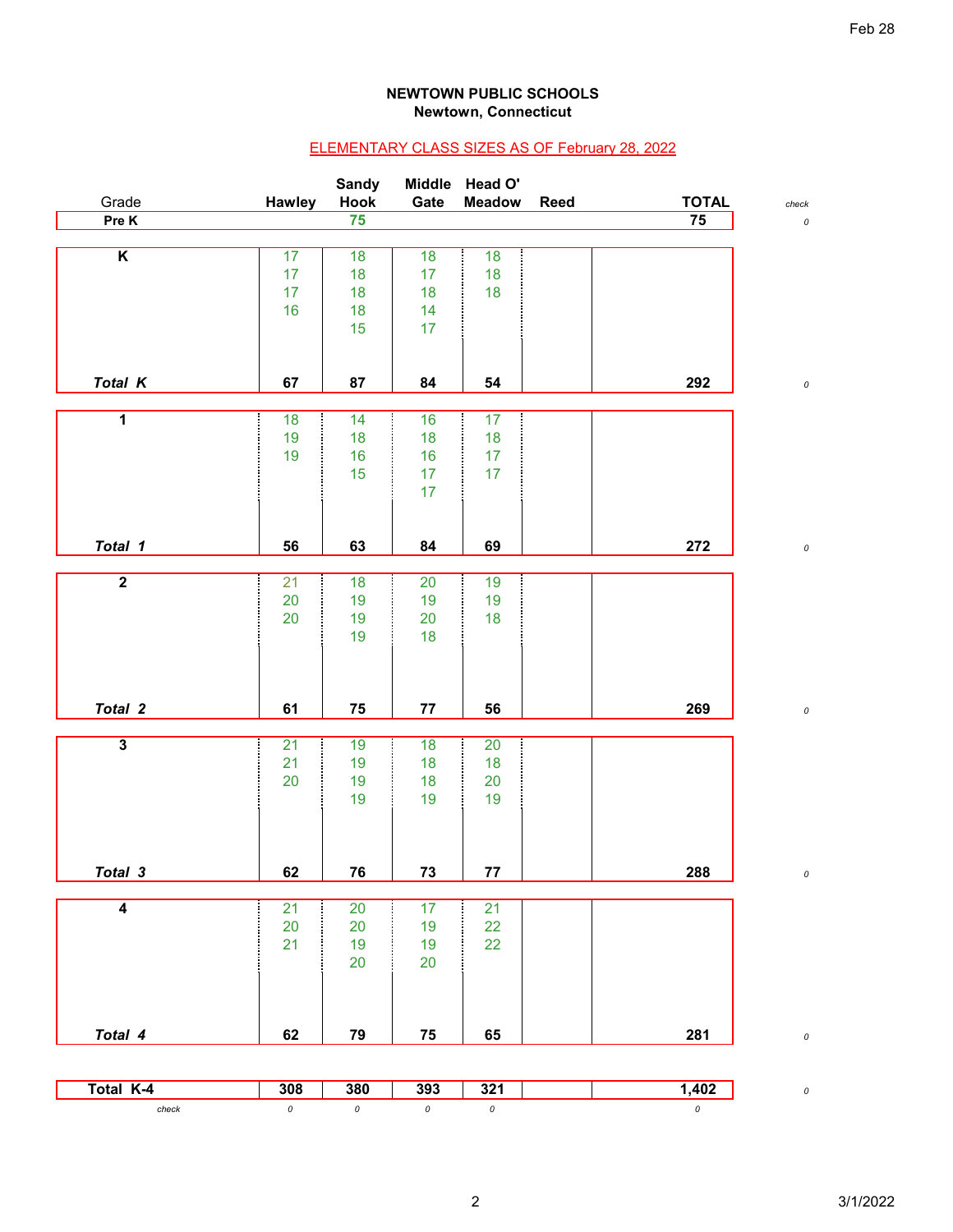**NEWTOWN PUBLIC SCHOOLS**
**Newtown, Connecticut**

ELEMENTARY CLASS SIZES AS OF February 28, 2022

| Grade | Hawley | Sandy Hook | Middle Gate | Head O' Meadow | Reed | TOTAL | check |
|---|---|---|---|---|---|---|---|
| **Pre K** | | 75 | | | | **75** | 0 |
| **K** | 17 | 18 | 18 | 18 | | | |
| | 17 | 18 | 17 | 18 | | | |
| | 17 | 18 | 18 | 18 | | | |
| | 16 | 18 | 14 | | | | |
| | | 15 | 17 | | | | |
| ***Total K*** | **67** | **87** | **84** | **54** | | **292** | 0 |
| **1** | 18 | 14 | 16 | 17 | | | |
| | 19 | 18 | 18 | 18 | | | |
| | 19 | 16 | 16 | 17 | | | |
| | | 15 | 17 | 17 | | | |
| | | | 17 | | | | |
| ***Total 1*** | **56** | **63** | **84** | **69** | | **272** | 0 |
| **2** | 21 | 18 | 20 | 19 | | | |
| | 20 | 19 | 19 | 19 | | | |
| | 20 | 19 | 20 | 18 | | | |
| | | 19 | 18 | | | | |
| ***Total 2*** | **61** | **75** | **77** | **56** | | **269** | 0 |
| **3** | 21 | 19 | 18 | 20 | | | |
| | 21 | 19 | 18 | 18 | | | |
| | 20 | 19 | 18 | 20 | | | |
| | | 19 | 19 | 19 | | | |
| ***Total 3*** | **62** | **76** | **73** | **77** | | **288** | 0 |
| **4** | 21 | 20 | 17 | 21 | | | |
| | 20 | 20 | 19 | 22 | | | |
| | 21 | 19 | 19 | 22 | | | |
| | | 20 | 20 | | | | |
| ***Total 4*** | **62** | **79** | **75** | **65** | | **281** | 0 |
| **Total K-4** | **308** | **380** | **393** | **321** | | **1,402** | 0 |
| *check* | *0* | *0* | *0* | *0* | | *0* | |